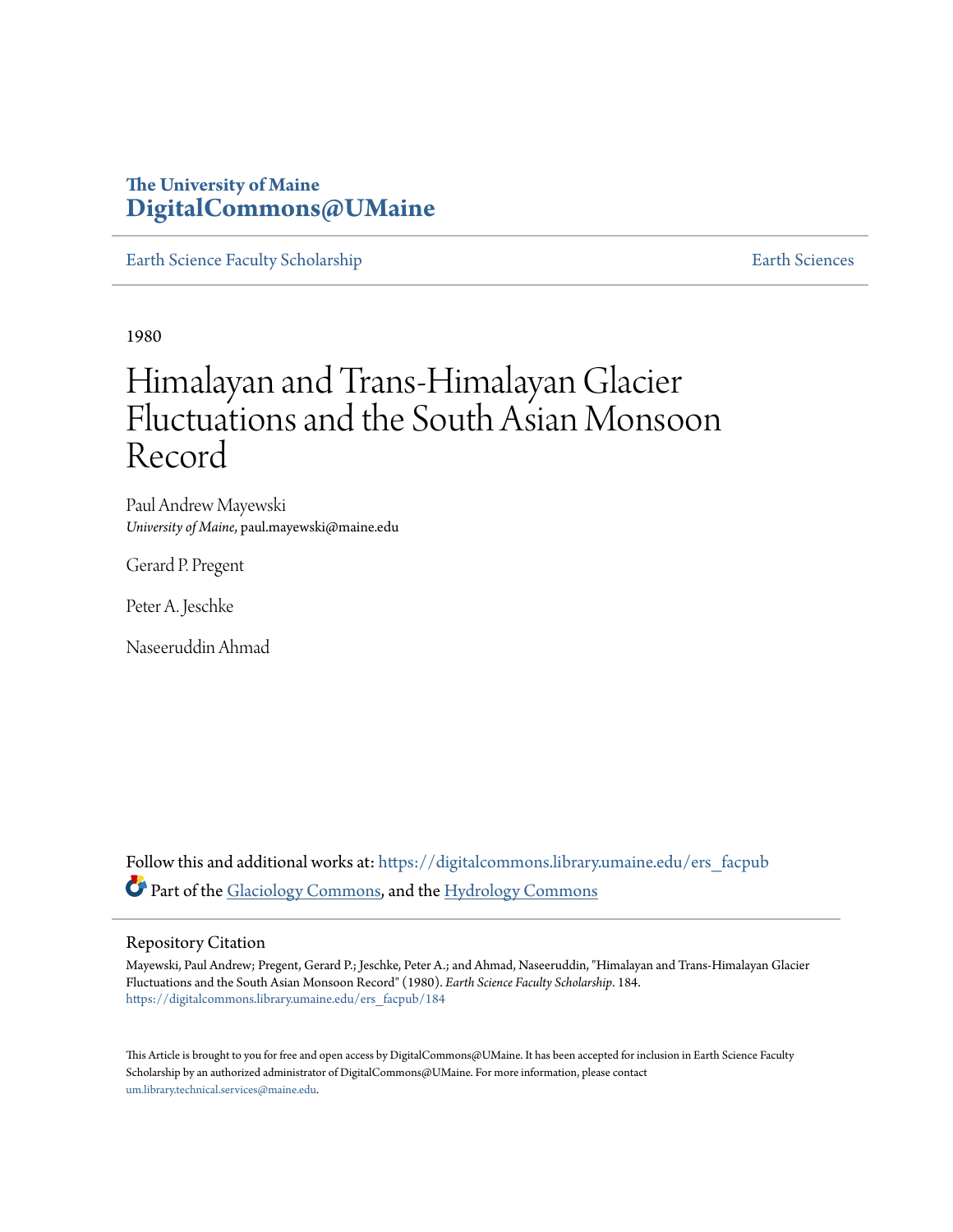The University of Maine
**DigitalCommons@UMaine**

Earth Science Faculty Scholarship | Earth Sciences

1980

# Himalayan and Trans-Himalayan Glacier Fluctuations and the South Asian Monsoon Record

Paul Andrew Mayewski
*University of Maine*, paul.mayewski@maine.edu

Gerard P. Pregent

Peter A. Jeschke

Naseeruddin Ahmad

Follow this and additional works at: https://digitalcommons.library.umaine.edu/ers_facpub

Part of the Glaciology Commons, and the Hydrology Commons

## Repository Citation

Mayewski, Paul Andrew; Pregent, Gerard P.; Jeschke, Peter A.; and Ahmad, Naseeruddin, "Himalayan and Trans-Himalayan Glacier Fluctuations and the South Asian Monsoon Record" (1980). *Earth Science Faculty Scholarship*. 184.
https://digitalcommons.library.umaine.edu/ers_facpub/184

This Article is brought to you for free and open access by DigitalCommons@UMaine. It has been accepted for inclusion in Earth Science Faculty Scholarship by an authorized administrator of DigitalCommons@UMaine. For more information, please contact um.library.technical.services@maine.edu.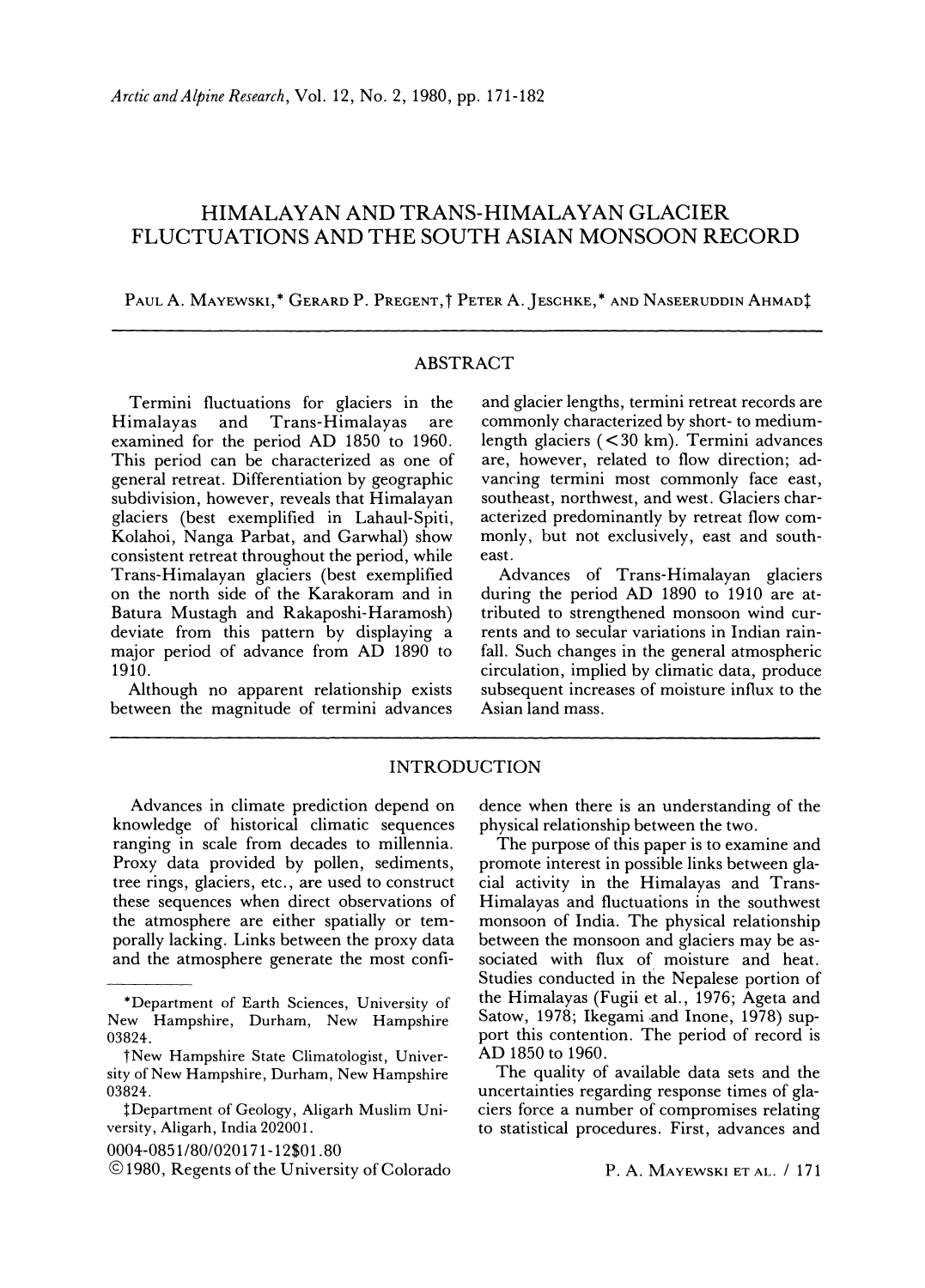# HIMALAYAN AND TRANS-HIMALAYAN GLACIER FLUCTUATIONS AND THE SOUTH ASIAN MONSOON RECORD

PAUL A. MAYEWSKI,* GERARD P. PREGENT,† PETER A. JESCHKE,* AND NASEERUDDIN AHMAD‡

## ABSTRACT

Termini fluctuations for glaciers in the Himalayas and Trans-Himalayas are examined for the period AD 1850 to 1960. This period can be characterized as one of general retreat. Differentiation by geographic subdivision, however, reveals that Himalayan glaciers (best exemplified in Lahaul-Spiti, Kolahoi, Nanga Parbat, and Garwhal) show consistent retreat throughout the period, while Trans-Himalayan glaciers (best exemplified on the north side of the Karakoram and in Batura Mustagh and Rakaposhi-Haramosh) deviate from this pattern by displaying a major period of advance from AD 1890 to 1910.

Although no apparent relationship exists between the magnitude of termini advances and glacier lengths, termini retreat records are commonly characterized by short- to medium-length glaciers (< 30 km). Termini advances are, however, related to flow direction; advancing termini most commonly face east, southeast, northwest, and west. Glaciers characterized predominantly by retreat flow commonly, but not exclusively, east and southeast.

Advances of Trans-Himalayan glaciers during the period AD 1890 to 1910 are attributed to strengthened monsoon wind currents and to secular variations in Indian rainfall. Such changes in the general atmospheric circulation, implied by climatic data, produce subsequent increases of moisture influx to the Asian land mass.

## INTRODUCTION

Advances in climate prediction depend on knowledge of historical climatic sequences ranging in scale from decades to millennia. Proxy data provided by pollen, sediments, tree rings, glaciers, etc., are used to construct these sequences when direct observations of the atmosphere are either spatially or temporally lacking. Links between the proxy data and the atmosphere generate the most confidence when there is an understanding of the physical relationship between the two.

The purpose of this paper is to examine and promote interest in possible links between glacial activity in the Himalayas and Trans-Himalayas and fluctuations in the southwest monsoon of India. The physical relationship between the monsoon and glaciers may be associated with flux of moisture and heat. Studies conducted in the Nepalese portion of the Himalayas (Fugii et al., 1976; Ageta and Satow, 1978; Ikegami and Inone, 1978) support this contention. The period of record is AD 1850 to 1960.

The quality of available data sets and the uncertainties regarding response times of glaciers force a number of compromises relating to statistical procedures. First, advances and

---

*Department of Earth Sciences, University of New Hampshire, Durham, New Hampshire 03824.

†New Hampshire State Climatologist, University of New Hampshire, Durham, New Hampshire 03824.

‡Department of Geology, Aligarh Muslim University, Aligarh, India 202001.

0004-0851/80/020171-12$01.80

©1980, Regents of the University of Colorado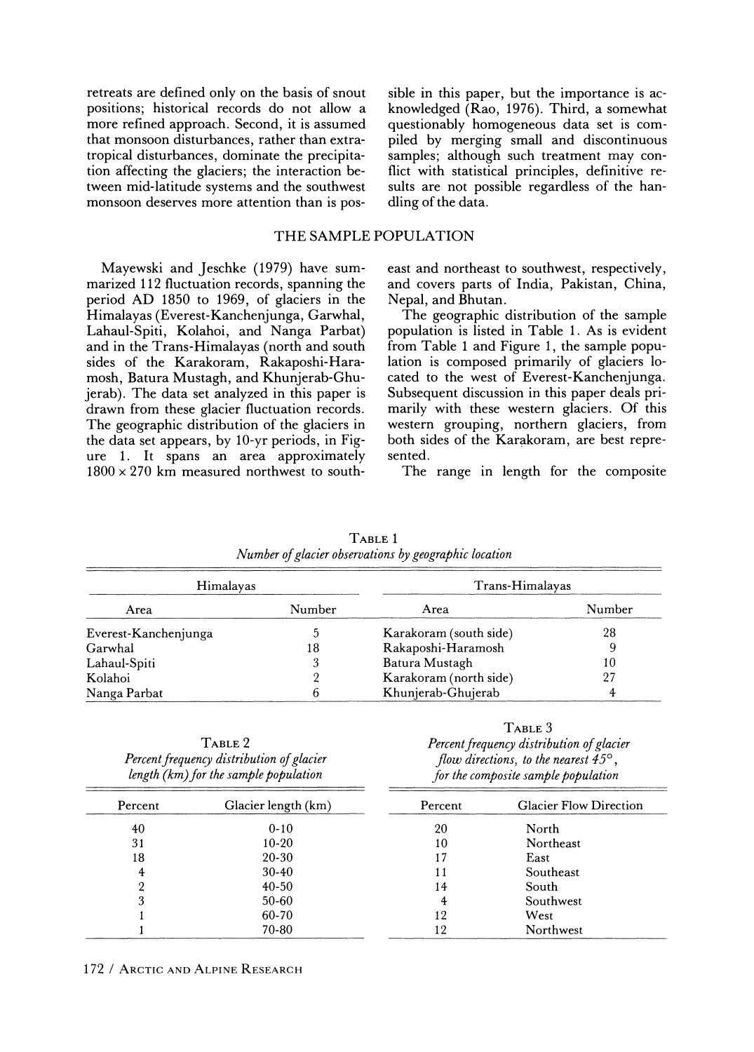retreats are defined only on the basis of snout positions; historical records do not allow a more refined approach. Second, it is assumed that monsoon disturbances, rather than extratropical disturbances, dominate the precipitation affecting the glaciers; the interaction between mid-latitude systems and the southwest monsoon deserves more attention than is possible in this paper, but the importance is acknowledged (Rao, 1976). Third, a somewhat questionably homogeneous data set is compiled by merging small and discontinuous samples; although such treatment may conflict with statistical principles, definitive results are not possible regardless of the handling of the data.

## THE SAMPLE POPULATION

Mayewski and Jeschke (1979) have summarized 112 fluctuation records, spanning the period AD 1850 to 1969, of glaciers in the Himalayas (Everest-Kanchenjunga, Garwhal, Lahaul-Spiti, Kolahoi, and Nanga Parbat) and in the Trans-Himalayas (north and south sides of the Karakoram, Rakaposhi-Haramosh, Batura Mustagh, and Khunjerab-Ghujerab). The data set analyzed in this paper is drawn from these glacier fluctuation records. The geographic distribution of the glaciers in the data set appears, by 10-yr periods, in Figure 1. It spans an area approximately 1800 × 270 km measured northwest to southeast and northeast to southwest, respectively, and covers parts of India, Pakistan, China, Nepal, and Bhutan.

The geographic distribution of the sample population is listed in Table 1. As is evident from Table 1 and Figure 1, the sample population is composed primarily of glaciers located to the west of Everest-Kanchenjunga. Subsequent discussion in this paper deals primarily with these western glaciers. Of this western grouping, northern glaciers, from both sides of the Karakoram, are best represented.

The range in length for the composite

TABLE 1
*Number of glacier observations by geographic location*

| Himalayas | | Trans-Himalayas | |
|---|---|---|---|
| Area | Number | Area | Number |
| Everest-Kanchenjunga | 5 | Karakoram (south side) | 28 |
| Garwhal | 18 | Rakaposhi-Haramosh | 9 |
| Lahaul-Spiti | 3 | Batura Mustagh | 10 |
| Kolahoi | 2 | Karakoram (north side) | 27 |
| Nanga Parbat | 6 | Khunjerab-Ghujerab | 4 |

TABLE 2
*Percent frequency distribution of glacier length (km) for the sample population*

| Percent | Glacier length (km) |
|---|---|
| 40 | 0-10 |
| 31 | 10-20 |
| 18 | 20-30 |
| 4 | 30-40 |
| 2 | 40-50 |
| 3 | 50-60 |
| 1 | 60-70 |
| 1 | 70-80 |

TABLE 3
*Percent frequency distribution of glacier flow directions, to the nearest 45°, for the composite sample population*

| Percent | Glacier Flow Direction |
|---|---|
| 20 | North |
| 10 | Northeast |
| 17 | East |
| 11 | Southeast |
| 14 | South |
| 4 | Southwest |
| 12 | West |
| 12 | Northwest |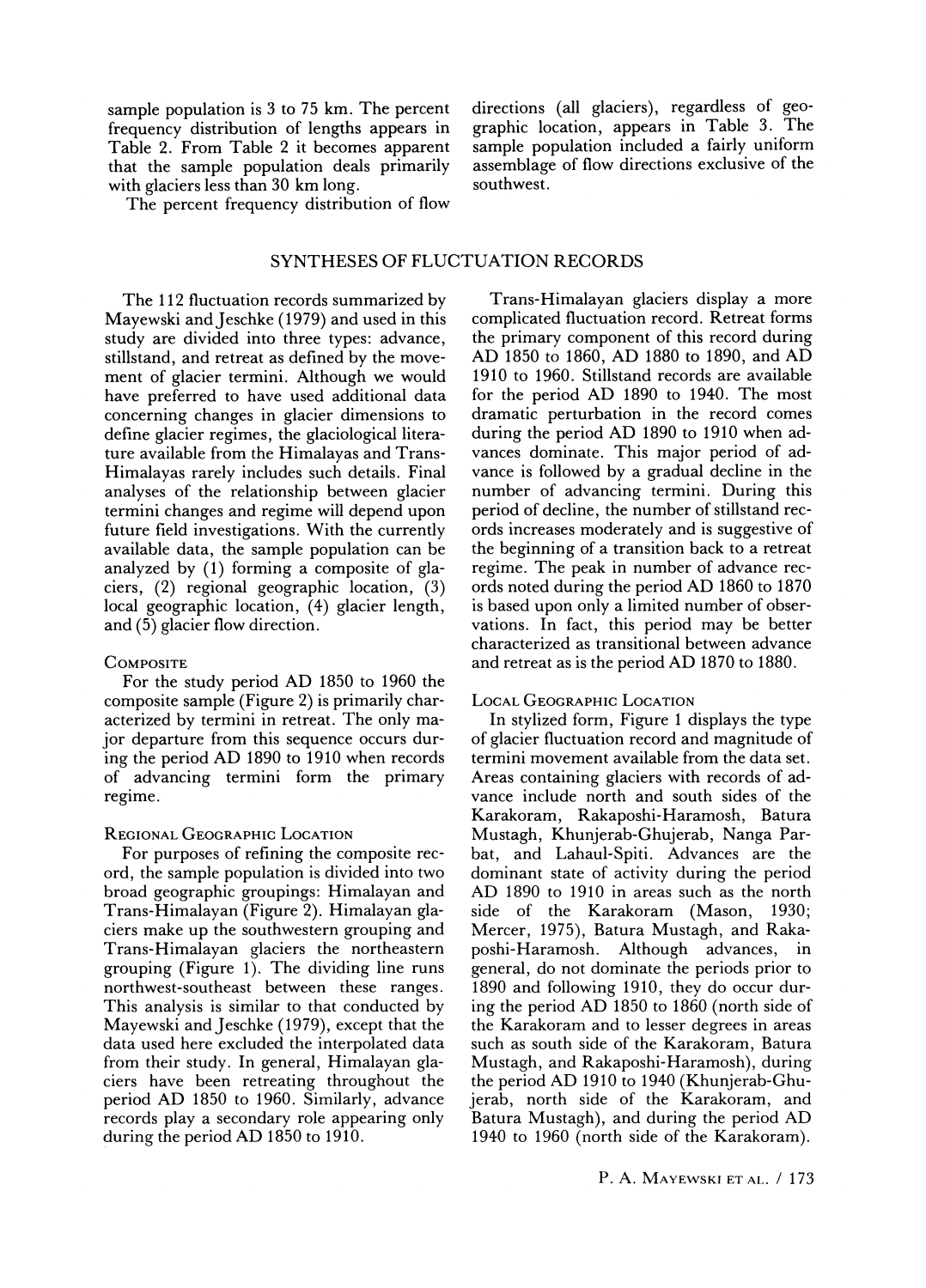sample population is 3 to 75 km. The percent frequency distribution of lengths appears in Table 2. From Table 2 it becomes apparent that the sample population deals primarily with glaciers less than 30 km long.

The percent frequency distribution of flow directions (all glaciers), regardless of geographic location, appears in Table 3. The sample population included a fairly uniform assemblage of flow directions exclusive of the southwest.

## SYNTHESES OF FLUCTUATION RECORDS

The 112 fluctuation records summarized by Mayewski and Jeschke (1979) and used in this study are divided into three types: advance, stillstand, and retreat as defined by the movement of glacier termini. Although we would have preferred to have used additional data concerning changes in glacier dimensions to define glacier regimes, the glaciological literature available from the Himalayas and Trans-Himalayas rarely includes such details. Final analyses of the relationship between glacier termini changes and regime will depend upon future field investigations. With the currently available data, the sample population can be analyzed by (1) forming a composite of glaciers, (2) regional geographic location, (3) local geographic location, (4) glacier length, and (5) glacier flow direction.

### Composite

For the study period AD 1850 to 1960 the composite sample (Figure 2) is primarily characterized by termini in retreat. The only major departure from this sequence occurs during the period AD 1890 to 1910 when records of advancing termini form the primary regime.

### Regional Geographic Location

For purposes of refining the composite record, the sample population is divided into two broad geographic groupings: Himalayan and Trans-Himalayan (Figure 2). Himalayan glaciers make up the southwestern grouping and Trans-Himalayan glaciers the northeastern grouping (Figure 1). The dividing line runs northwest-southeast between these ranges. This analysis is similar to that conducted by Mayewski and Jeschke (1979), except that the data used here excluded the interpolated data from their study. In general, Himalayan glaciers have been retreating throughout the period AD 1850 to 1960. Similarly, advance records play a secondary role appearing only during the period AD 1850 to 1910.

Trans-Himalayan glaciers display a more complicated fluctuation record. Retreat forms the primary component of this record during AD 1850 to 1860, AD 1880 to 1890, and AD 1910 to 1960. Stillstand records are available for the period AD 1890 to 1940. The most dramatic perturbation in the record comes during the period AD 1890 to 1910 when advances dominate. This major period of advance is followed by a gradual decline in the number of advancing termini. During this period of decline, the number of stillstand records increases moderately and is suggestive of the beginning of a transition back to a retreat regime. The peak in number of advance records noted during the period AD 1860 to 1870 is based upon only a limited number of observations. In fact, this period may be better characterized as transitional between advance and retreat as is the period AD 1870 to 1880.

### Local Geographic Location

In stylized form, Figure 1 displays the type of glacier fluctuation record and magnitude of termini movement available from the data set. Areas containing glaciers with records of advance include north and south sides of the Karakoram, Rakaposhi-Haramosh, Batura Mustagh, Khunjerab-Ghujerab, Nanga Parbat, and Lahaul-Spiti. Advances are the dominant state of activity during the period AD 1890 to 1910 in areas such as the north side of the Karakoram (Mason, 1930; Mercer, 1975), Batura Mustagh, and Rakaposhi-Haramosh. Although advances, in general, do not dominate the periods prior to 1890 and following 1910, they do occur during the period AD 1850 to 1860 (north side of the Karakoram and to lesser degrees in areas such as south side of the Karakoram, Batura Mustagh, and Rakaposhi-Haramosh), during the period AD 1910 to 1940 (Khunjerab-Ghujerab, north side of the Karakoram, and Batura Mustagh), and during the period AD 1940 to 1960 (north side of the Karakoram).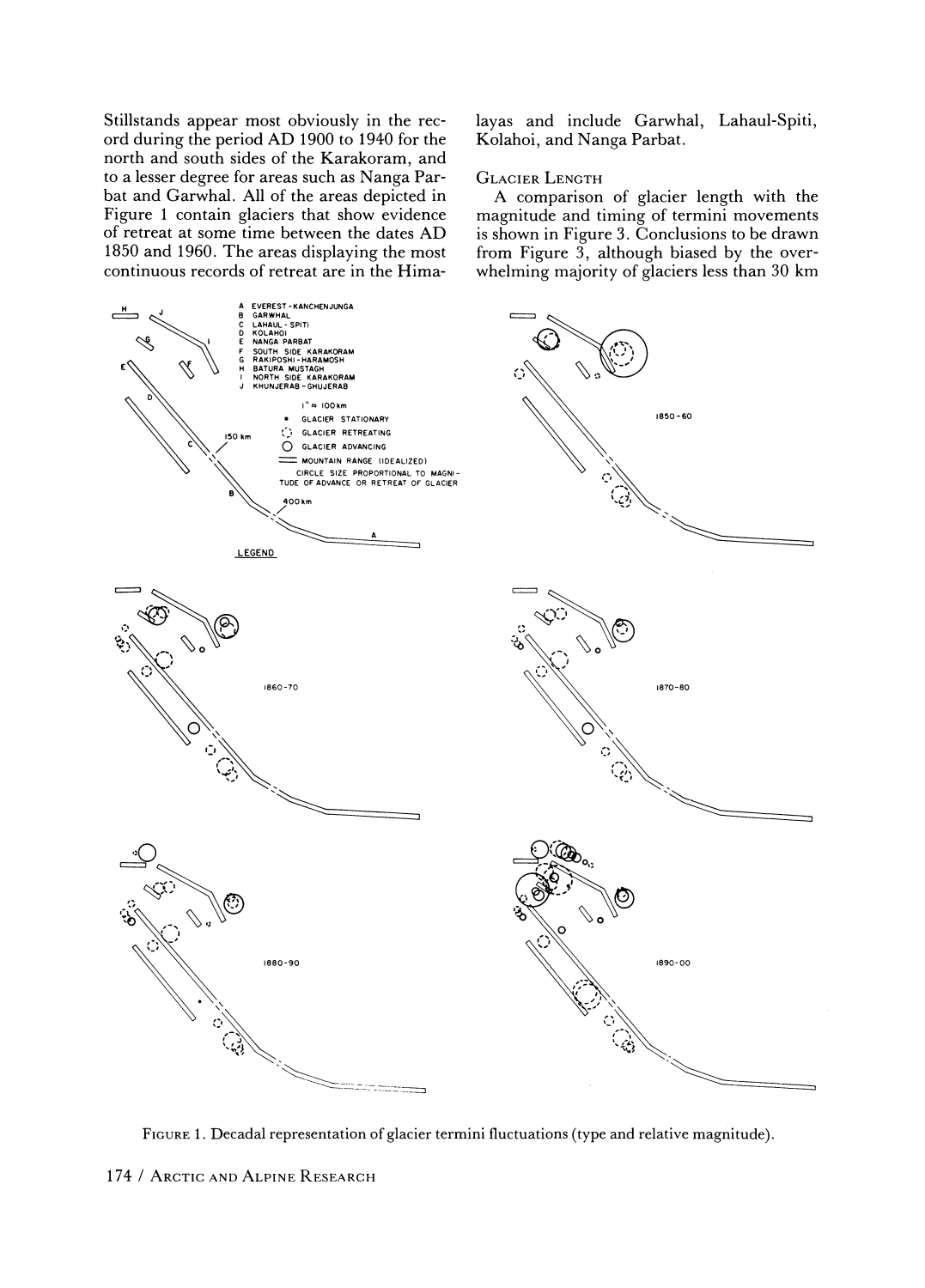Stillstands appear most obviously in the record during the period AD 1900 to 1940 for the north and south sides of the Karakoram, and to a lesser degree for areas such as Nanga Parbat and Garwhal. All of the areas depicted in Figure 1 contain glaciers that show evidence of retreat at some time between the dates AD 1850 and 1960. The areas displaying the most continuous records of retreat are in the Himalayas and include Garwhal, Lahaul-Spiti, Kolahoi, and Nanga Parbat.

### Glacier Length

A comparison of glacier length with the magnitude and timing of termini movements is shown in Figure 3. Conclusions to be drawn from Figure 3, although biased by the overwhelming majority of glaciers less than 30 km

A EVEREST-KANCHENJUNGA
B GARWHAL
C LAHAUL-SPITI
D KOLAHOI
E NANGA PARBAT
F SOUTH SIDE KARAKORAM
G RAKIPOSHI-HARAMOSH
H BATURA MUSTAGH
I NORTH SIDE KARAKORAM
J KHUNJERAB-GHUJERAB

1" ≈ 100 km
GLACIER STATIONARY
GLACIER RETREATING
GLACIER ADVANCING
MOUNTAIN RANGE (IDEALIZED)
CIRCLE SIZE PROPORTIONAL TO MAGNITUDE OF ADVANCE OR RETREAT OF GLACIER

150 km
400 km
LEGEND

1850-60

1860-70

1870-80

1880-90

1890-00

FIGURE 1. Decadal representation of glacier termini fluctuations (type and relative magnitude).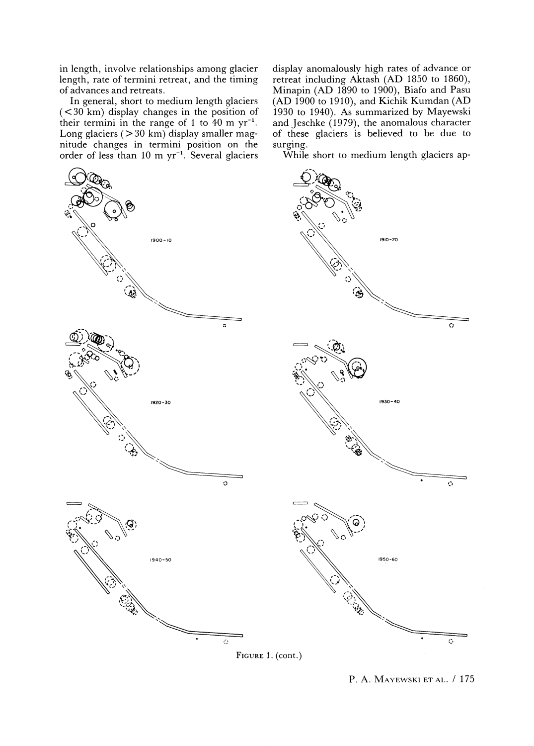in length, involve relationships among glacier length, rate of termini retreat, and the timing of advances and retreats.

In general, short to medium length glaciers (<30 km) display changes in the position of their termini in the range of 1 to 40 m $yr^{-1}$. Long glaciers (>30 km) display smaller magnitude changes in termini position on the order of less than 10 m $yr^{-1}$. Several glaciers display anomalously high rates of advance or retreat including Aktash (AD 1850 to 1860), Minapin (AD 1890 to 1900), Biafo and Pasu (AD 1900 to 1910), and Kichik Kumdan (AD 1930 to 1940). As summarized by Mayewski and Jeschke (1979), the anomalous character of these glaciers is believed to be due to surging.

While short to medium length glaciers ap-

1900–10

1910–20

1920–30

1930–40

1940–50

1950–60

FIGURE 1. (cont.)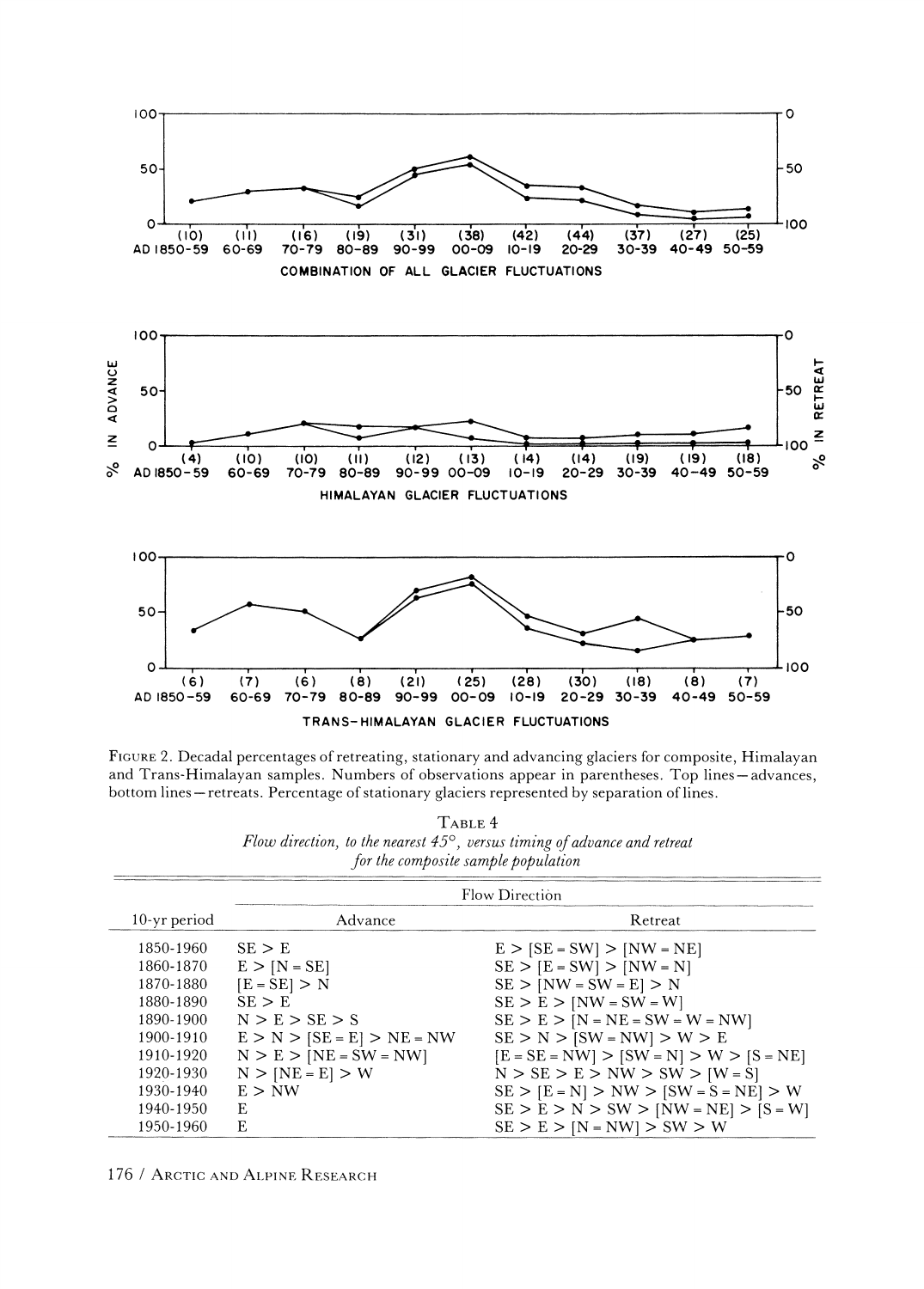100

50

0

(10) (11) (16) (19) (31) (38) (42) (44) (37) (27) (25)

AD 1850-59 60-69 70-79 80-89 90-99 00-09 10-19 20-29 30-39 40-49 50-59

0

50

100

COMBINATION OF ALL GLACIER FLUCTUATIONS

% IN ADVANCE

100

50

0

(4) (10) (10) (11) (12) (13) (14) (14) (19) (19) (18)

AD 1850-59 60-69 70-79 80-89 90-99 00-09 10-19 20-29 30-39 40-49 50-59

0

50

100

% IN RETREAT

HIMALAYAN GLACIER FLUCTUATIONS

100

50

0

(6) (7) (6) (8) (21) (25) (28) (30) (18) (8) (7)

AD 1850-59 60-69 70-79 80-89 90-99 00-09 10-19 20-29 30-39 40-49 50-59

0

50

100

TRANS-HIMALAYAN GLACIER FLUCTUATIONS

FIGURE 2. Decadal percentages of retreating, stationary and advancing glaciers for composite, Himalayan and Trans-Himalayan samples. Numbers of observations appear in parentheses. Top lines—advances, bottom lines—retreats. Percentage of stationary glaciers represented by separation of lines.

TABLE 4

*Flow direction, to the nearest 45°, versus timing of advance and retreat for the composite sample population*

| | Flow Direction | |
|---|---|---|
| 10-yr period | Advance | Retreat |
| 1850-1960 | SE > E | E > [SE = SW] > [NW = NE] |
| 1860-1870 | E > [N = SE] | SE > [E = SW] > [NW = N] |
| 1870-1880 | [E = SE] > N | SE > [NW = SW = E] > N |
| 1880-1890 | SE > E | SE > E > [NW = SW = W] |
| 1890-1900 | N > E > SE > S | SE > E > [N = NE = SW = W = NW] |
| 1900-1910 | E > N > [SE = E] > NE = NW | SE > N > [SW = NW] > W > E |
| 1910-1920 | N > E > [NE = SW = NW] | [E = SE = NW] > [SW = N] > W > [S = NE] |
| 1920-1930 | N > [NE = E] > W | N > SE > E > NW > SW > [W = S] |
| 1930-1940 | E > NW | SE > [E = N] > NW > [SW = S = NE] > W |
| 1940-1950 | E | SE > E > N > SW > [NW = NE] > [S = W] |
| 1950-1960 | E | SE > E > [N = NW] > SW > W |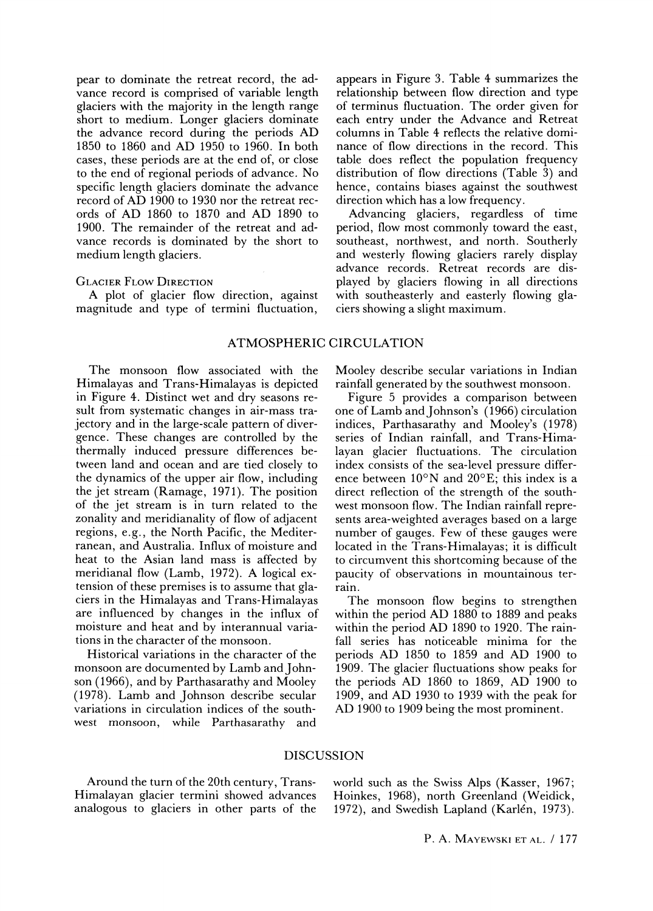pear to dominate the retreat record, the advance record is comprised of variable length glaciers with the majority in the length range short to medium. Longer glaciers dominate the advance record during the periods AD 1850 to 1860 and AD 1950 to 1960. In both cases, these periods are at the end of, or close to the end of regional periods of advance. No specific length glaciers dominate the advance record of AD 1900 to 1930 nor the retreat records of AD 1860 to 1870 and AD 1890 to 1900. The remainder of the retreat and advance records is dominated by the short to medium length glaciers.

### Glacier Flow Direction

A plot of glacier flow direction, against magnitude and type of termini fluctuation, appears in Figure 3. Table 4 summarizes the relationship between flow direction and type of terminus fluctuation. The order given for each entry under the Advance and Retreat columns in Table 4 reflects the relative dominance of flow directions in the record. This table does reflect the population frequency distribution of flow directions (Table 3) and hence, contains biases against the southwest direction which has a low frequency.

Advancing glaciers, regardless of time period, flow most commonly toward the east, southeast, northwest, and north. Southerly and westerly flowing glaciers rarely display advance records. Retreat records are displayed by glaciers flowing in all directions with southeasterly and easterly flowing glaciers showing a slight maximum.

## ATMOSPHERIC CIRCULATION

The monsoon flow associated with the Himalayas and Trans-Himalayas is depicted in Figure 4. Distinct wet and dry seasons result from systematic changes in air-mass trajectory and in the large-scale pattern of divergence. These changes are controlled by the thermally induced pressure differences between land and ocean and are tied closely to the dynamics of the upper air flow, including the jet stream (Ramage, 1971). The position of the jet stream is in turn related to the zonality and meridianality of flow of adjacent regions, e.g., the North Pacific, the Mediterranean, and Australia. Influx of moisture and heat to the Asian land mass is affected by meridianal flow (Lamb, 1972). A logical extension of these premises is to assume that glaciers in the Himalayas and Trans-Himalayas are influenced by changes in the influx of moisture and heat and by interannual variations in the character of the monsoon.

Historical variations in the character of the monsoon are documented by Lamb and Johnson (1966), and by Parthasarathy and Mooley (1978). Lamb and Johnson describe secular variations in circulation indices of the southwest monsoon, while Parthasarathy and Mooley describe secular variations in Indian rainfall generated by the southwest monsoon.

Figure 5 provides a comparison between one of Lamb and Johnson's (1966) circulation indices, Parthasarathy and Mooley's (1978) series of Indian rainfall, and Trans-Himalayan glacier fluctuations. The circulation index consists of the sea-level pressure difference between 10°N and 20°E; this index is a direct reflection of the strength of the southwest monsoon flow. The Indian rainfall represents area-weighted averages based on a large number of gauges. Few of these gauges were located in the Trans-Himalayas; it is difficult to circumvent this shortcoming because of the paucity of observations in mountainous terrain.

The monsoon flow begins to strengthen within the period AD 1880 to 1889 and peaks within the period AD 1890 to 1920. The rainfall series has noticeable minima for the periods AD 1850 to 1859 and AD 1900 to 1909. The glacier fluctuations show peaks for the periods AD 1860 to 1869, AD 1900 to 1909, and AD 1930 to 1939 with the peak for AD 1900 to 1909 being the most prominent.

## DISCUSSION

Around the turn of the 20th century, Trans-Himalayan glacier termini showed advances analogous to glaciers in other parts of the world such as the Swiss Alps (Kasser, 1967; Hoinkes, 1968), north Greenland (Weidick, 1972), and Swedish Lapland (Karlén, 1973).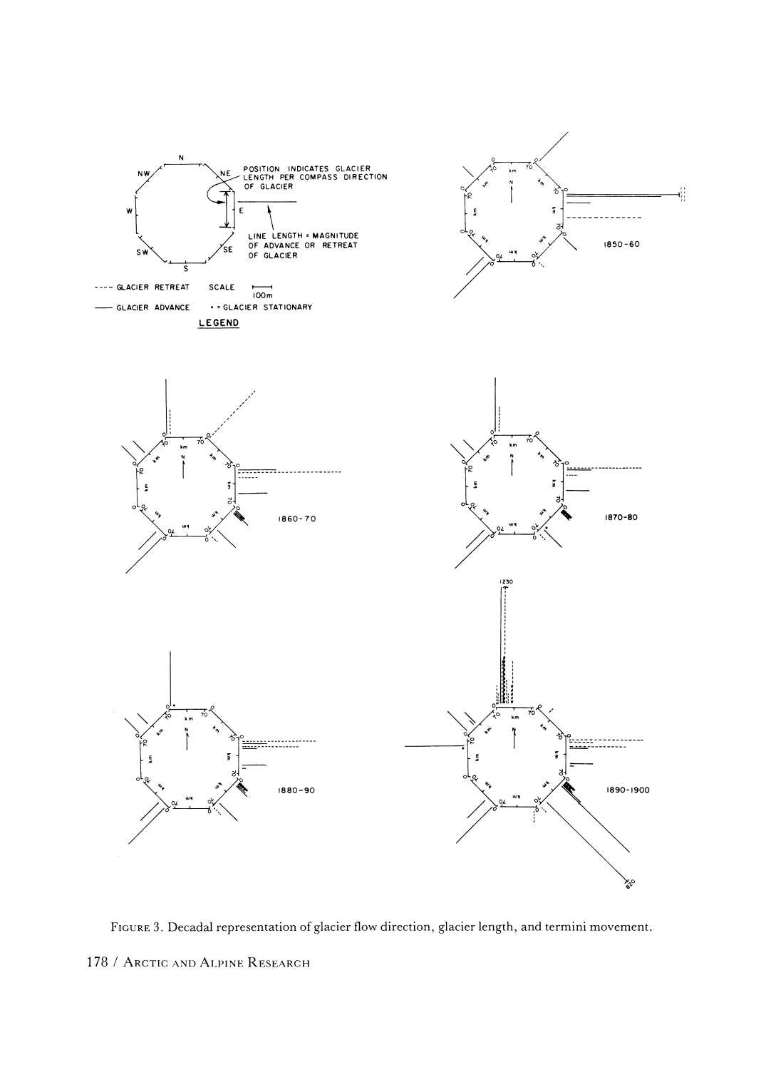LEGEND

N

NW

NE

W

E

SW

SE

S

POSITION INDICATES GLACIER LENGTH PER COMPASS DIRECTION OF GLACIER

LINE LENGTH = MAGNITUDE OF ADVANCE OR RETREAT OF GLACIER

---- GLACIER RETREAT

—— GLACIER ADVANCE

SCALE 100m

• = GLACIER STATIONARY

1850-60

1860-70

1870-80

1880-90

1890-1900

1230

820

FIGURE 3. Decadal representation of glacier flow direction, glacier length, and termini movement.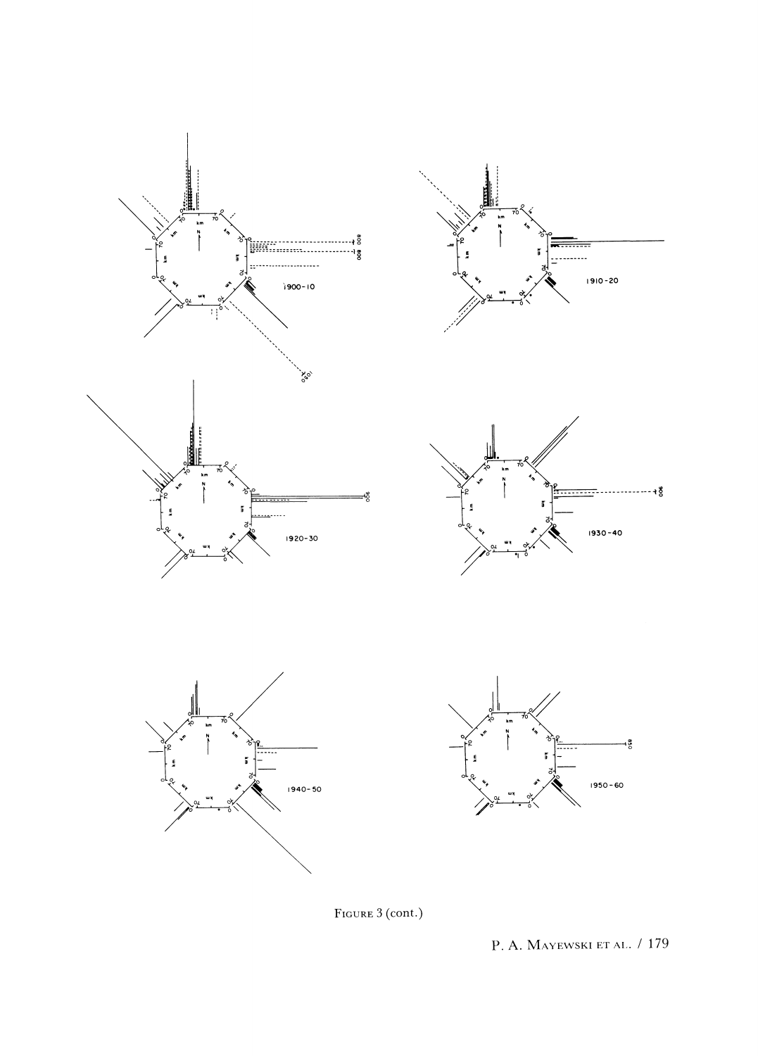1900-10

800

800

1050

1910-20

1920-30

900

1930-40

900

1940-50

1950-60

850

Figure 3 (cont.)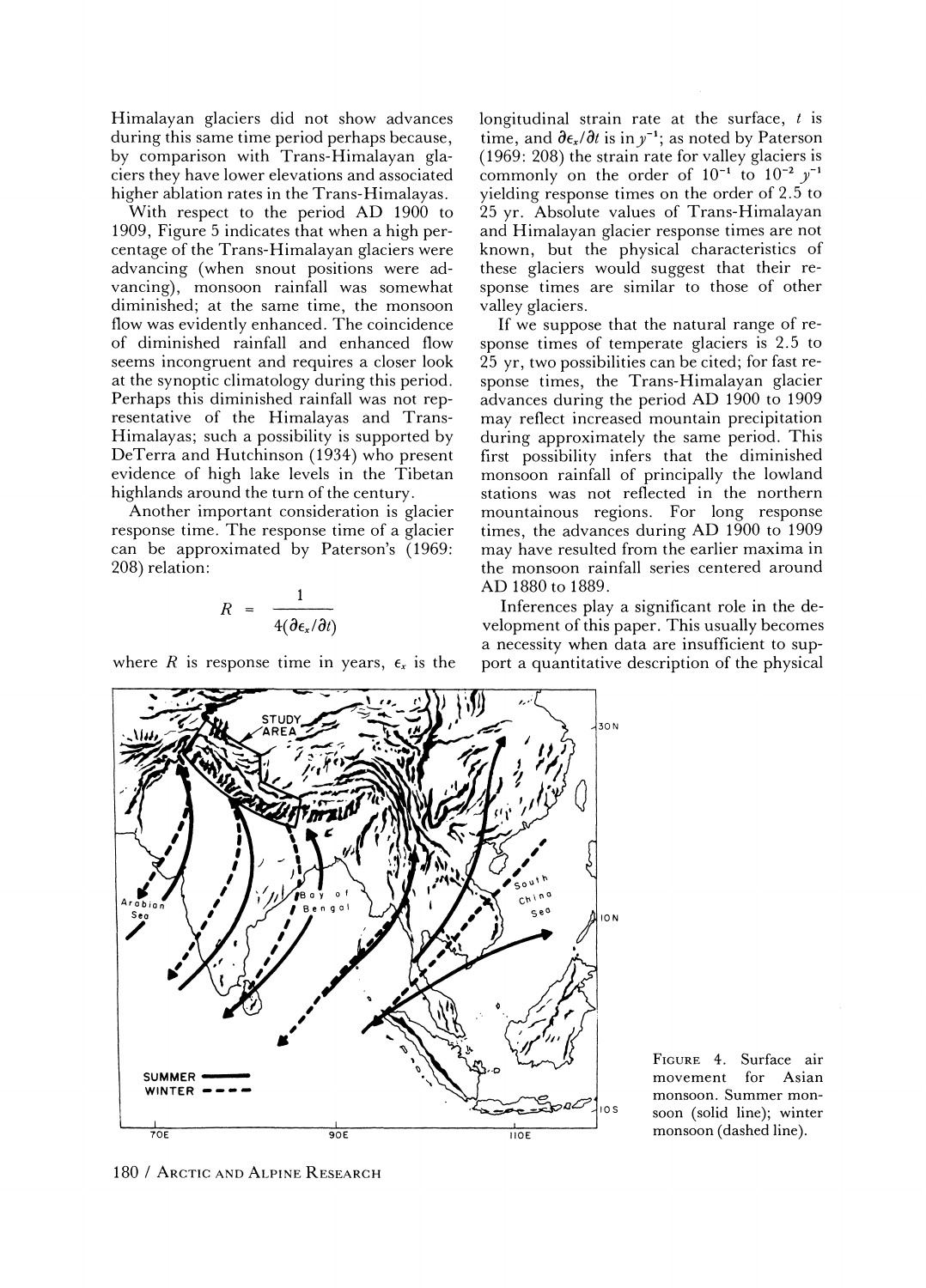Himalayan glaciers did not show advances during this same time period perhaps because, by comparison with Trans-Himalayan glaciers they have lower elevations and associated higher ablation rates in the Trans-Himalayas.

With respect to the period AD 1900 to 1909, Figure 5 indicates that when a high percentage of the Trans-Himalayan glaciers were advancing (when snout positions were advancing), monsoon rainfall was somewhat diminished; at the same time, the monsoon flow was evidently enhanced. The coincidence of diminished rainfall and enhanced flow seems incongruent and requires a closer look at the synoptic climatology during this period. Perhaps this diminished rainfall was not representative of the Himalayas and Trans-Himalayas; such a possibility is supported by DeTerra and Hutchinson (1934) who present evidence of high lake levels in the Tibetan highlands around the turn of the century.

Another important consideration is glacier response time. The response time of a glacier can be approximated by Paterson's (1969: 208) relation:

$$R = \frac{1}{4(\partial \epsilon_x / \partial t)}$$

where $R$ is response time in years, $\epsilon_x$ is the longitudinal strain rate at the surface, $t$ is time, and $\partial \epsilon_x / \partial t$ is in $y^{-1}$; as noted by Paterson (1969: 208) the strain rate for valley glaciers is commonly on the order of $10^{-1}$ to $10^{-2}$ $y^{-1}$ yielding response times on the order of 2.5 to 25 yr. Absolute values of Trans-Himalayan and Himalayan glacier response times are not known, but the physical characteristics of these glaciers would suggest that their response times are similar to those of other valley glaciers.

If we suppose that the natural range of response times of temperate glaciers is 2.5 to 25 yr, two possibilities can be cited; for fast response times, the Trans-Himalayan glacier advances during the period AD 1900 to 1909 may reflect increased mountain precipitation during approximately the same period. This first possibility infers that the diminished monsoon rainfall of principally the lowland stations was not reflected in the northern mountainous regions. For long response times, the advances during AD 1900 to 1909 may have resulted from the earlier maxima in the monsoon rainfall series centered around AD 1880 to 1889.

Inferences play a significant role in the development of this paper. This usually becomes a necessity when data are insufficient to support a quantitative description of the physical

STUDY AREA

Arabian Sea

Bay of Bengal

South China Sea

30N

10N

10S

70E

90E

110E

SUMMER

WINTER

FIGURE 4. Surface air movement for Asian monsoon. Summer monsoon (solid line); winter monsoon (dashed line).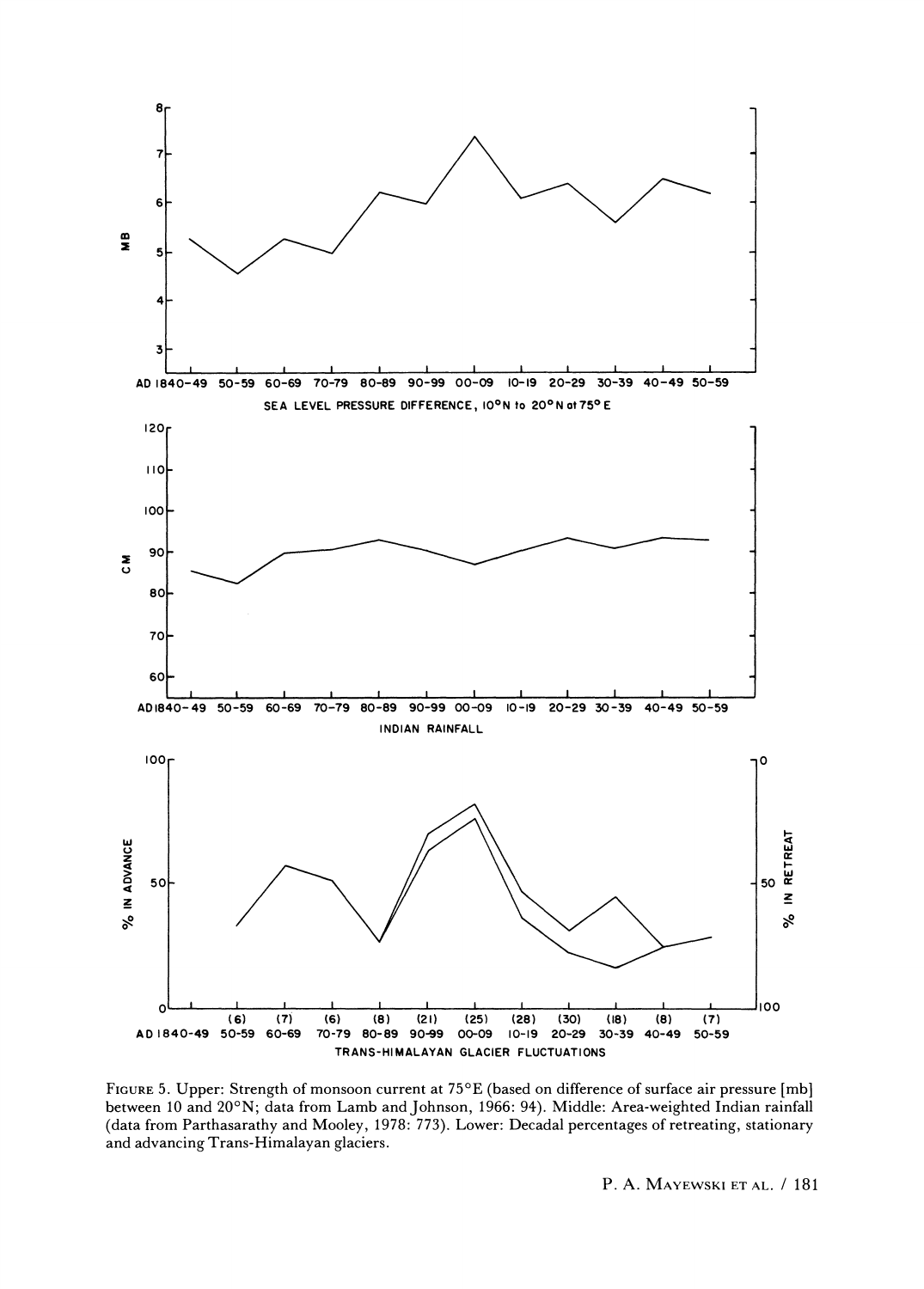8
7
6
5
4
3

MB

AD 1840-49 50-59 60-69 70-79 80-89 90-99 00-09 10-19 20-29 30-39 40-49 50-59

SEA LEVEL PRESSURE DIFFERENCE, 10°N to 20°N at 75°E

120
110
100
90
80
70
60

CM

AD1840-49 50-59 60-69 70-79 80-89 90-99 00-09 10-19 20-29 30-39 40-49 50-59

INDIAN RAINFALL

100
50
0

% IN ADVANCE

0
50
100

% IN RETREAT

(6) (7) (6) (8) (21) (25) (28) (30) (18) (8) (7)

AD 1840-49 50-59 60-69 70-79 80-89 90-99 00-09 10-19 20-29 30-39 40-49 50-59

TRANS-HIMALAYAN GLACIER FLUCTUATIONS

FIGURE 5. Upper: Strength of monsoon current at 75°E (based on difference of surface air pressure [mb] between 10 and 20°N; data from Lamb and Johnson, 1966: 94). Middle: Area-weighted Indian rainfall (data from Parthasarathy and Mooley, 1978: 773). Lower: Decadal percentages of retreating, stationary and advancing Trans-Himalayan glaciers.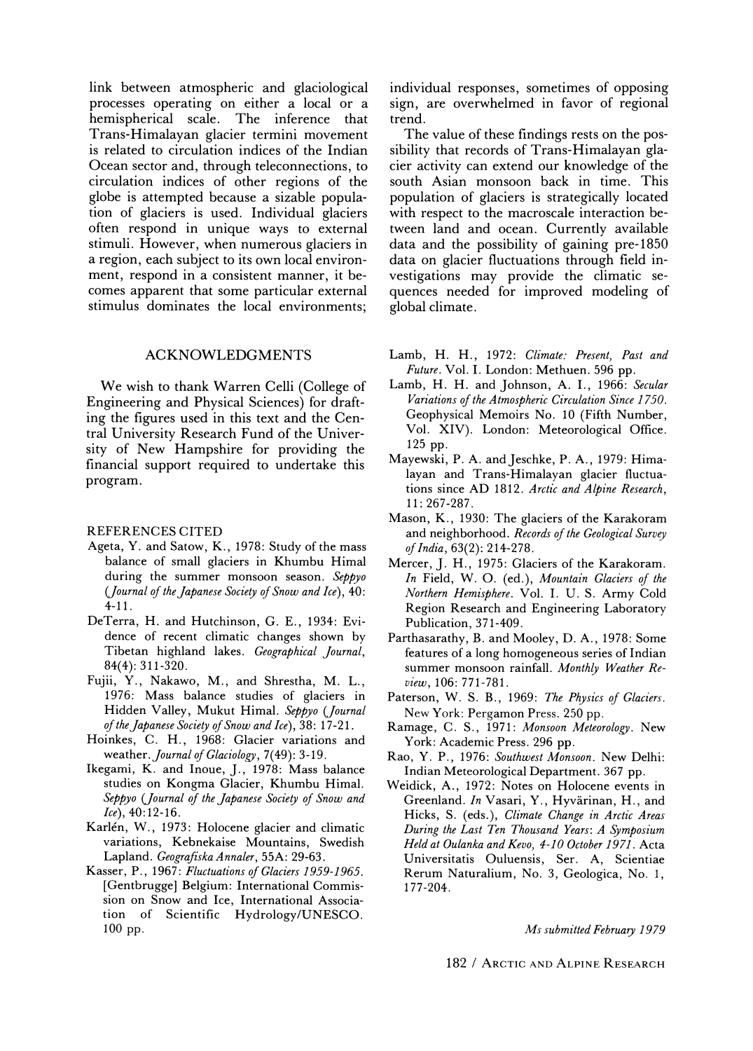link between atmospheric and glaciological processes operating on either a local or a hemispherical scale. The inference that Trans-Himalayan glacier termini movement is related to circulation indices of the Indian Ocean sector and, through teleconnections, to circulation indices of other regions of the globe is attempted because a sizable population of glaciers is used. Individual glaciers often respond in unique ways to external stimuli. However, when numerous glaciers in a region, each subject to its own local environment, respond in a consistent manner, it becomes apparent that some particular external stimulus dominates the local environments; individual responses, sometimes of opposing sign, are overwhelmed in favor of regional trend.

The value of these findings rests on the possibility that records of Trans-Himalayan glacier activity can extend our knowledge of the south Asian monsoon back in time. This population of glaciers is strategically located with respect to the macroscale interaction between land and ocean. Currently available data and the possibility of gaining pre-1850 data on glacier fluctuations through field investigations may provide the climatic sequences needed for improved modeling of global climate.

## ACKNOWLEDGMENTS

We wish to thank Warren Celli (College of Engineering and Physical Sciences) for drafting the figures used in this text and the Central University Research Fund of the University of New Hampshire for providing the financial support required to undertake this program.

## REFERENCES CITED

Ageta, Y. and Satow, K., 1978: Study of the mass balance of small glaciers in Khumbu Himal during the summer monsoon season. *Seppyo (Journal of the Japanese Society of Snow and Ice)*, 40: 4-11.

DeTerra, H. and Hutchinson, G. E., 1934: Evidence of recent climatic changes shown by Tibetan highland lakes. *Geographical Journal*, 84(4): 311-320.

Fujii, Y., Nakawo, M., and Shrestha, M. L., 1976: Mass balance studies of glaciers in Hidden Valley, Mukut Himal. *Seppyo (Journal of the Japanese Society of Snow and Ice)*, 38: 17-21.

Hoinkes, C. H., 1968: Glacier variations and weather. *Journal of Glaciology*, 7(49): 3-19.

Ikegami, K. and Inoue, J., 1978: Mass balance studies on Kongma Glacier, Khumbu Himal. *Seppyo (Journal of the Japanese Society of Snow and Ice)*, 40:12-16.

Karlén, W., 1973: Holocene glacier and climatic variations, Kebnekaise Mountains, Swedish Lapland. *Geografiska Annaler*, 55A: 29-63.

Kasser, P., 1967: *Fluctuations of Glaciers 1959-1965*. [Gentbrugge] Belgium: International Commission on Snow and Ice, International Association of Scientific Hydrology/UNESCO. 100 pp.

Lamb, H. H., 1972: *Climate: Present, Past and Future*. Vol. I. London: Methuen. 596 pp.

Lamb, H. H. and Johnson, A. I., 1966: *Secular Variations of the Atmospheric Circulation Since 1750*. Geophysical Memoirs No. 10 (Fifth Number, Vol. XIV). London: Meteorological Office. 125 pp.

Mayewski, P. A. and Jeschke, P. A., 1979: Himalayan and Trans-Himalayan glacier fluctuations since AD 1812. *Arctic and Alpine Research*, 11: 267-287.

Mason, K., 1930: The glaciers of the Karakoram and neighborhood. *Records of the Geological Survey of India*, 63(2): 214-278.

Mercer, J. H., 1975: Glaciers of the Karakoram. *In* Field, W. O. (ed.), *Mountain Glaciers of the Northern Hemisphere*. Vol. I. U. S. Army Cold Region Research and Engineering Laboratory Publication, 371-409.

Parthasarathy, B. and Mooley, D. A., 1978: Some features of a long homogeneous series of Indian summer monsoon rainfall. *Monthly Weather Review*, 106: 771-781.

Paterson, W. S. B., 1969: *The Physics of Glaciers*. New York: Pergamon Press. 250 pp.

Ramage, C. S., 1971: *Monsoon Meteorology*. New York: Academic Press. 296 pp.

Rao, Y. P., 1976: *Southwest Monsoon*. New Delhi: Indian Meteorological Department. 367 pp.

Weidick, A., 1972: Notes on Holocene events in Greenland. *In* Vasari, Y., Hyvärinan, H., and Hicks, S. (eds.), *Climate Change in Arctic Areas During the Last Ten Thousand Years: A Symposium Held at Oulanka and Kevo, 4-10 October 1971*. Acta Universitatis Ouluensis, Ser. A, Scientiae Rerum Naturalium, No. 3, Geologica, No. 1, 177-204.

*Ms submitted February 1979*